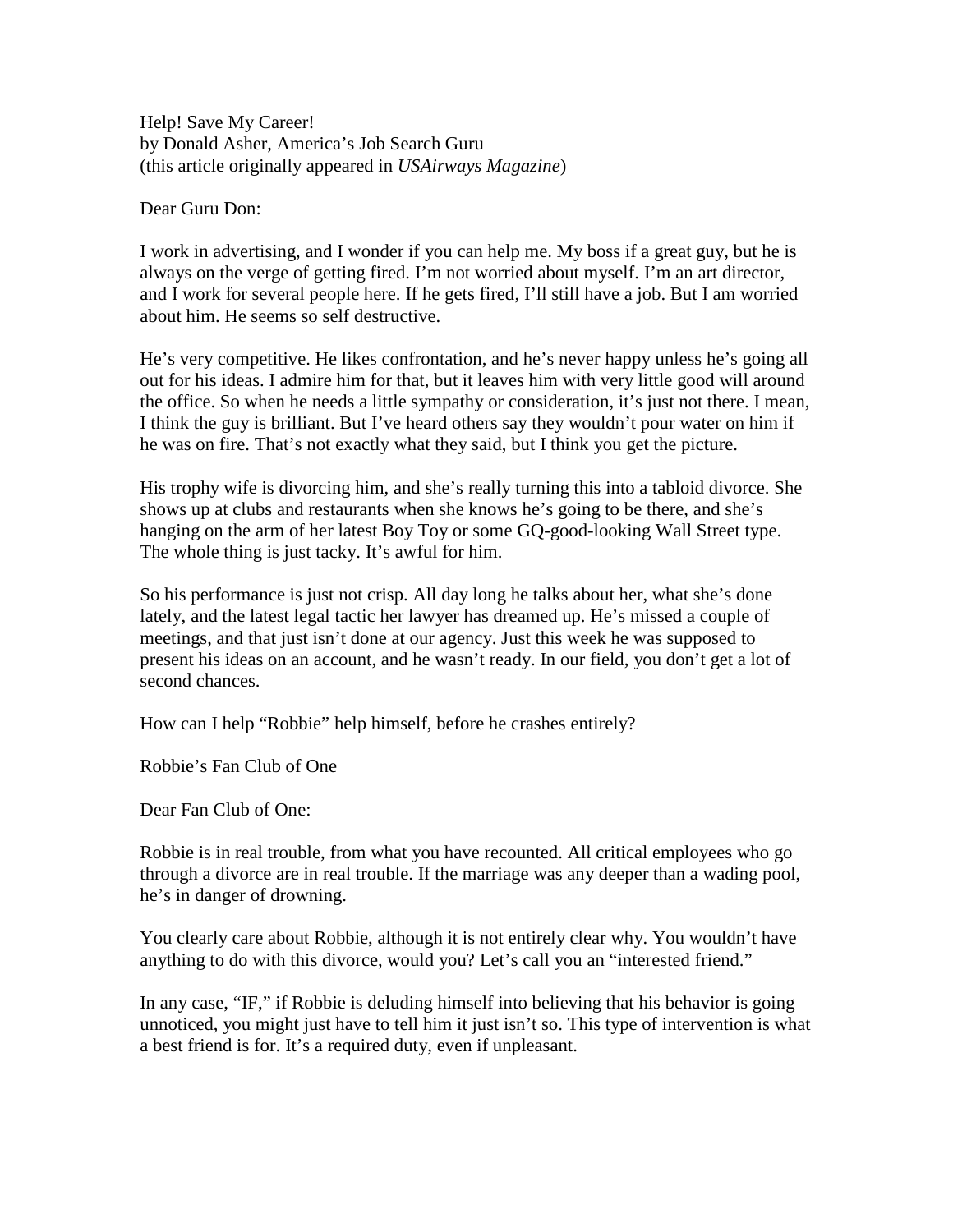Help! Save My Career!
by Donald Asher, America's Job Search Guru
(this article originally appeared in *USAirways Magazine*)

Dear Guru Don:

I work in advertising, and I wonder if you can help me. My boss if a great guy, but he is always on the verge of getting fired. I'm not worried about myself. I'm an art director, and I work for several people here. If he gets fired, I'll still have a job. But I am worried about him. He seems so self destructive.

He's very competitive. He likes confrontation, and he's never happy unless he's going all out for his ideas. I admire him for that, but it leaves him with very little good will around the office. So when he needs a little sympathy or consideration, it's just not there. I mean, I think the guy is brilliant. But I've heard others say they wouldn't pour water on him if he was on fire. That's not exactly what they said, but I think you get the picture.

His trophy wife is divorcing him, and she's really turning this into a tabloid divorce. She shows up at clubs and restaurants when she knows he's going to be there, and she's hanging on the arm of her latest Boy Toy or some GQ-good-looking Wall Street type. The whole thing is just tacky. It's awful for him.

So his performance is just not crisp. All day long he talks about her, what she's done lately, and the latest legal tactic her lawyer has dreamed up. He's missed a couple of meetings, and that just isn't done at our agency. Just this week he was supposed to present his ideas on an account, and he wasn't ready. In our field, you don't get a lot of second chances.

How can I help "Robbie" help himself, before he crashes entirely?

Robbie's Fan Club of One

Dear Fan Club of One:

Robbie is in real trouble, from what you have recounted. All critical employees who go through a divorce are in real trouble. If the marriage was any deeper than a wading pool, he's in danger of drowning.

You clearly care about Robbie, although it is not entirely clear why. You wouldn't have anything to do with this divorce, would you? Let's call you an "interested friend."

In any case, "IF," if Robbie is deluding himself into believing that his behavior is going unnoticed, you might just have to tell him it just isn't so. This type of intervention is what a best friend is for. It's a required duty, even if unpleasant.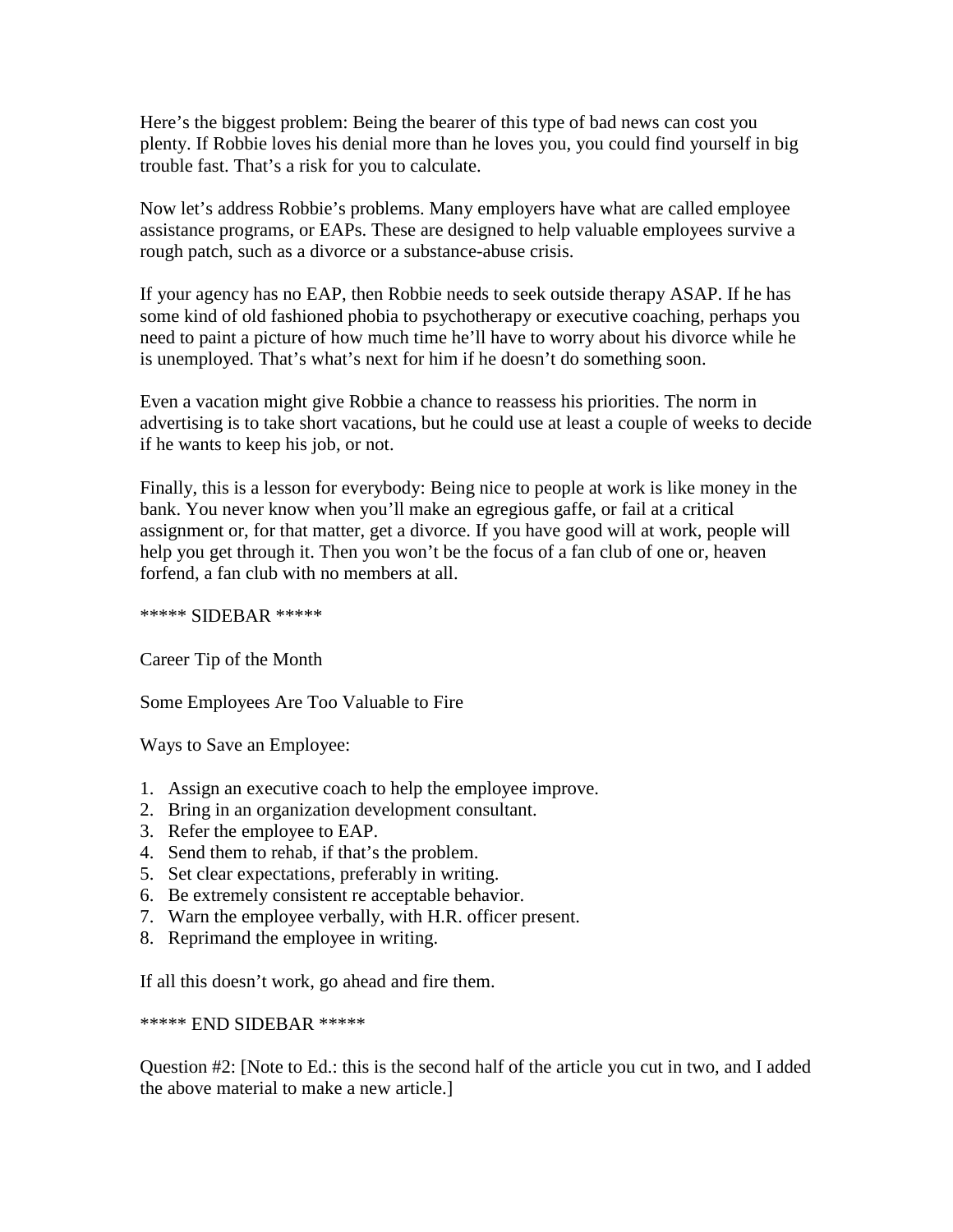Here's the biggest problem: Being the bearer of this type of bad news can cost you plenty. If Robbie loves his denial more than he loves you, you could find yourself in big trouble fast. That's a risk for you to calculate.

Now let's address Robbie's problems. Many employers have what are called employee assistance programs, or EAPs. These are designed to help valuable employees survive a rough patch, such as a divorce or a substance-abuse crisis.

If your agency has no EAP, then Robbie needs to seek outside therapy ASAP. If he has some kind of old fashioned phobia to psychotherapy or executive coaching, perhaps you need to paint a picture of how much time he'll have to worry about his divorce while he is unemployed. That's what's next for him if he doesn't do something soon.

Even a vacation might give Robbie a chance to reassess his priorities. The norm in advertising is to take short vacations, but he could use at least a couple of weeks to decide if he wants to keep his job, or not.

Finally, this is a lesson for everybody: Being nice to people at work is like money in the bank. You never know when you'll make an egregious gaffe, or fail at a critical assignment or, for that matter, get a divorce. If you have good will at work, people will help you get through it. Then you won't be the focus of a fan club of one or, heaven forfend, a fan club with no members at all.

***** SIDEBAR *****

Career Tip of the Month

Some Employees Are Too Valuable to Fire

Ways to Save an Employee:

1. Assign an executive coach to help the employee improve.
2. Bring in an organization development consultant.
3. Refer the employee to EAP.
4. Send them to rehab, if that's the problem.
5. Set clear expectations, preferably in writing.
6. Be extremely consistent re acceptable behavior.
7. Warn the employee verbally, with H.R. officer present.
8. Reprimand the employee in writing.

If all this doesn't work, go ahead and fire them.

***** END SIDEBAR *****

Question #2: [Note to Ed.: this is the second half of the article you cut in two, and I added the above material to make a new article.]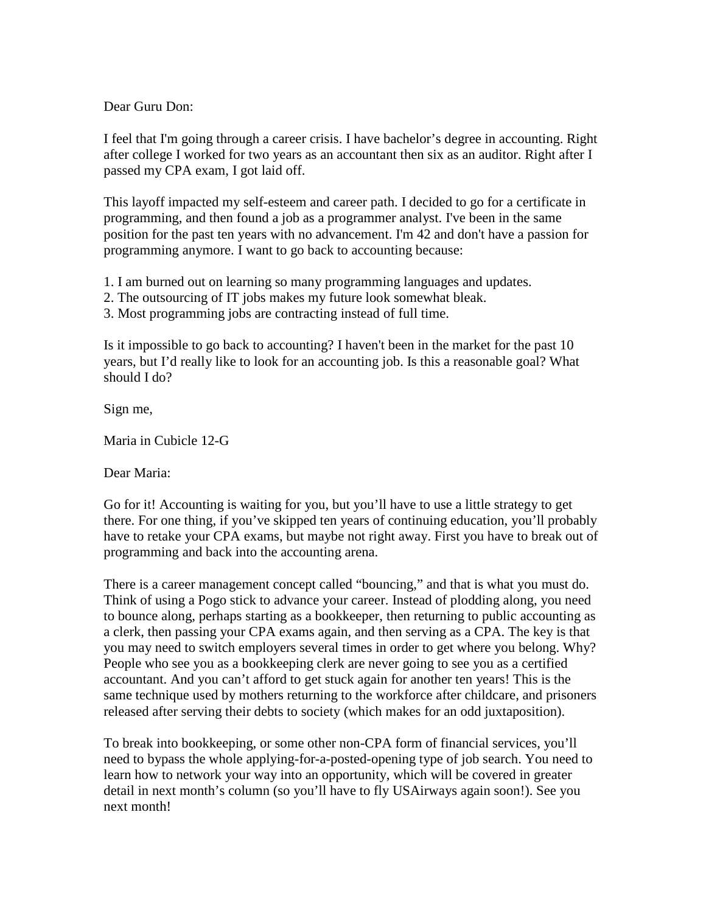Dear Guru Don:

I feel that I'm going through a career crisis. I have bachelor's degree in accounting. Right after college I worked for two years as an accountant then six as an auditor. Right after I passed my CPA exam, I got laid off.

This layoff impacted my self-esteem and career path. I decided to go for a certificate in programming, and then found a job as a programmer analyst. I've been in the same position for the past ten years with no advancement. I'm 42 and don't have a passion for programming anymore. I want to go back to accounting because:

1. I am burned out on learning so many programming languages and updates.
2. The outsourcing of IT jobs makes my future look somewhat bleak.
3. Most programming jobs are contracting instead of full time.

Is it impossible to go back to accounting? I haven't been in the market for the past 10 years, but I'd really like to look for an accounting job. Is this a reasonable goal? What should I do?

Sign me,

Maria in Cubicle 12-G

Dear Maria:

Go for it! Accounting is waiting for you, but you'll have to use a little strategy to get there. For one thing, if you've skipped ten years of continuing education, you'll probably have to retake your CPA exams, but maybe not right away. First you have to break out of programming and back into the accounting arena.

There is a career management concept called "bouncing," and that is what you must do. Think of using a Pogo stick to advance your career. Instead of plodding along, you need to bounce along, perhaps starting as a bookkeeper, then returning to public accounting as a clerk, then passing your CPA exams again, and then serving as a CPA. The key is that you may need to switch employers several times in order to get where you belong. Why? People who see you as a bookkeeping clerk are never going to see you as a certified accountant. And you can't afford to get stuck again for another ten years! This is the same technique used by mothers returning to the workforce after childcare, and prisoners released after serving their debts to society (which makes for an odd juxtaposition).

To break into bookkeeping, or some other non-CPA form of financial services, you'll need to bypass the whole applying-for-a-posted-opening type of job search. You need to learn how to network your way into an opportunity, which will be covered in greater detail in next month's column (so you'll have to fly USAirways again soon!). See you next month!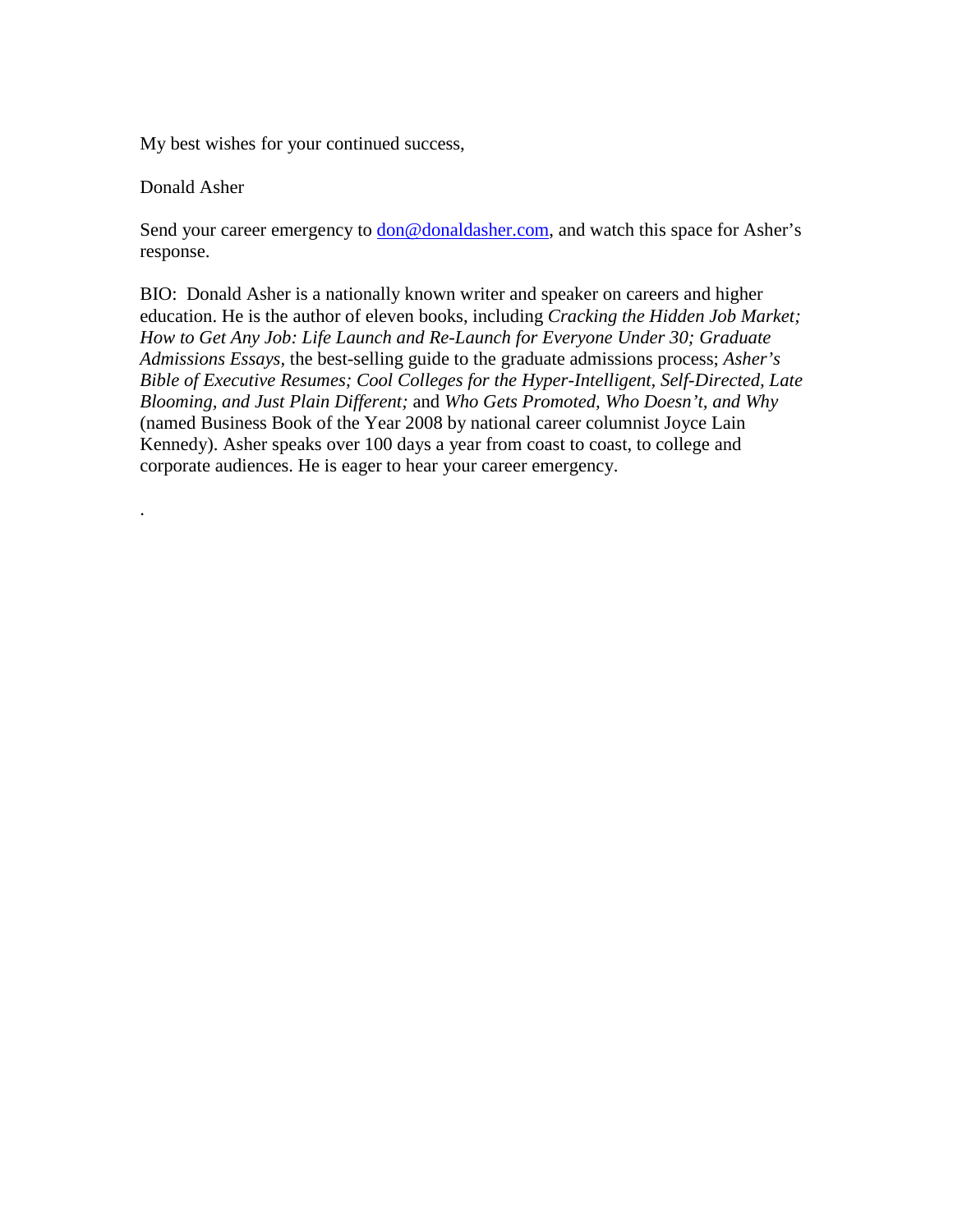My best wishes for your continued success,

Donald Asher

Send your career emergency to [don@donaldasher.com](mailto:don@donaldasher.com), and watch this space for Asher's response.

BIO: Donald Asher is a nationally known writer and speaker on careers and higher education. He is the author of eleven books, including *Cracking the Hidden Job Market; How to Get Any Job: Life Launch and Re-Launch for Everyone Under 30; Graduate Admissions Essays*, the best-selling guide to the graduate admissions process; *Asher's Bible of Executive Resumes; Cool Colleges for the Hyper-Intelligent, Self-Directed, Late Blooming, and Just Plain Different;* and *Who Gets Promoted, Who Doesn't, and Why* (named Business Book of the Year 2008 by national career columnist Joyce Lain Kennedy). Asher speaks over 100 days a year from coast to coast, to college and corporate audiences. He is eager to hear your career emergency.

.